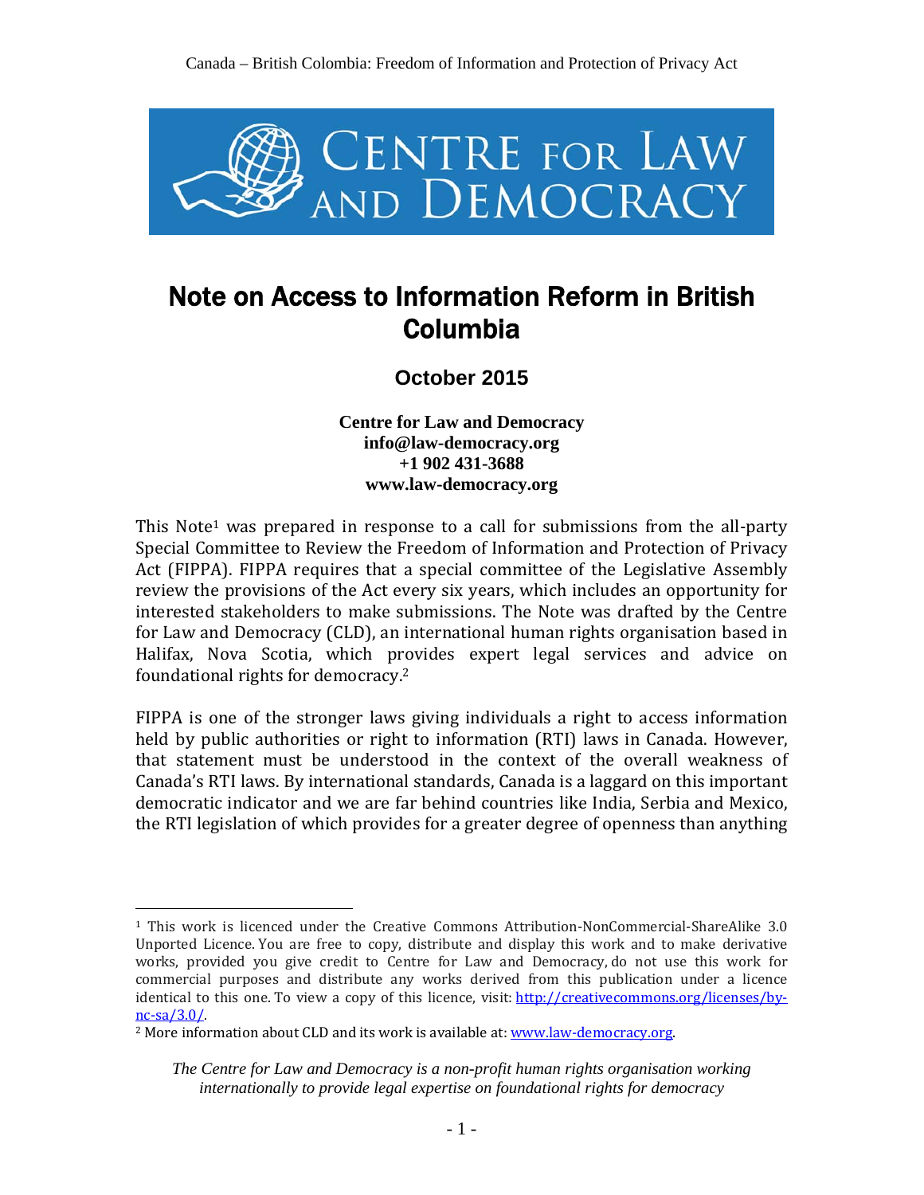# Note on Access to Information Reform in British Columbia

## October 2015

**Centre for Law and Democracy**
**info@law-democracy.org**
**+1 902 431-3688**
**www.law-democracy.org**

This Note[1] was prepared in response to a call for submissions from the all-party Special Committee to Review the Freedom of Information and Protection of Privacy Act (FIPPA). FIPPA requires that a special committee of the Legislative Assembly review the provisions of the Act every six years, which includes an opportunity for interested stakeholders to make submissions. The Note was drafted by the Centre for Law and Democracy (CLD), an international human rights organisation based in Halifax, Nova Scotia, which provides expert legal services and advice on foundational rights for democracy.[2]

FIPPA is one of the stronger laws giving individuals a right to access information held by public authorities or right to information (RTI) laws in Canada. However, that statement must be understood in the context of the overall weakness of Canada's RTI laws. By international standards, Canada is a laggard on this important democratic indicator and we are far behind countries like India, Serbia and Mexico, the RTI legislation of which provides for a greater degree of openness than anything

---

[1] This work is licenced under the Creative Commons Attribution-NonCommercial-ShareAlike 3.0 Unported Licence. You are free to copy, distribute and display this work and to make derivative works, provided you give credit to Centre for Law and Democracy, do not use this work for commercial purposes and distribute any works derived from this publication under a licence identical to this one. To view a copy of this licence, visit: http://creativecommons.org/licenses/by-nc-sa/3.0/.

[2] More information about CLD and its work is available at: www.law-democracy.org.

*The Centre for Law and Democracy is a non-profit human rights organisation working internationally to provide legal expertise on foundational rights for democracy*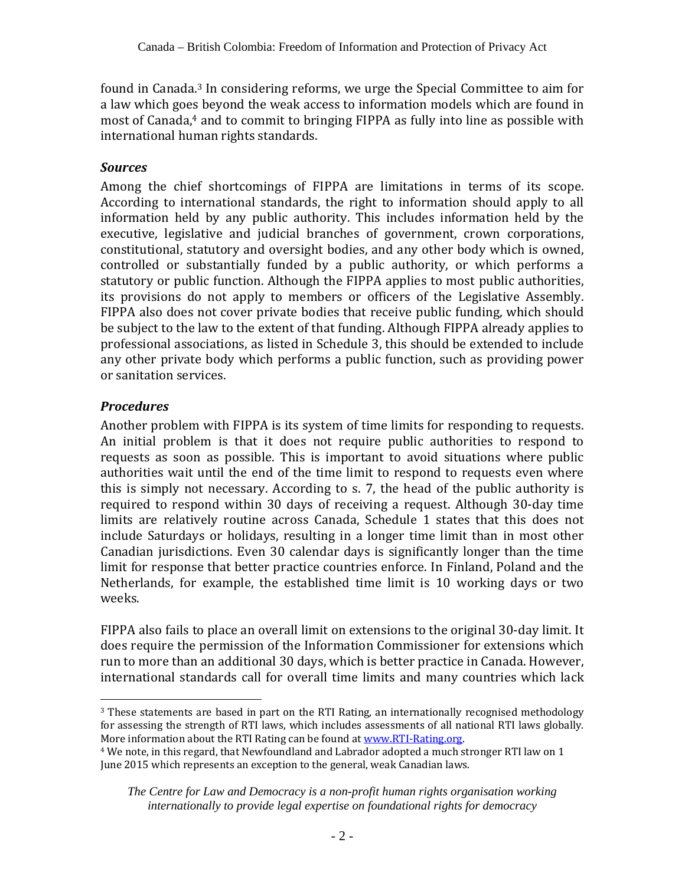found in Canada.[3] In considering reforms, we urge the Special Committee to aim for a law which goes beyond the weak access to information models which are found in most of Canada,[4] and to commit to bringing FIPPA as fully into line as possible with international human rights standards.

### *Sources*

Among the chief shortcomings of FIPPA are limitations in terms of its scope. According to international standards, the right to information should apply to all information held by any public authority. This includes information held by the executive, legislative and judicial branches of government, crown corporations, constitutional, statutory and oversight bodies, and any other body which is owned, controlled or substantially funded by a public authority, or which performs a statutory or public function. Although the FIPPA applies to most public authorities, its provisions do not apply to members or officers of the Legislative Assembly. FIPPA also does not cover private bodies that receive public funding, which should be subject to the law to the extent of that funding. Although FIPPA already applies to professional associations, as listed in Schedule 3, this should be extended to include any other private body which performs a public function, such as providing power or sanitation services.

### *Procedures*

Another problem with FIPPA is its system of time limits for responding to requests. An initial problem is that it does not require public authorities to respond to requests as soon as possible. This is important to avoid situations where public authorities wait until the end of the time limit to respond to requests even where this is simply not necessary. According to s. 7, the head of the public authority is required to respond within 30 days of receiving a request. Although 30-day time limits are relatively routine across Canada, Schedule 1 states that this does not include Saturdays or holidays, resulting in a longer time limit than in most other Canadian jurisdictions. Even 30 calendar days is significantly longer than the time limit for response that better practice countries enforce. In Finland, Poland and the Netherlands, for example, the established time limit is 10 working days or two weeks.

FIPPA also fails to place an overall limit on extensions to the original 30-day limit. It does require the permission of the Information Commissioner for extensions which run to more than an additional 30 days, which is better practice in Canada. However, international standards call for overall time limits and many countries which lack

---

[3] These statements are based in part on the RTI Rating, an internationally recognised methodology for assessing the strength of RTI laws, which includes assessments of all national RTI laws globally. More information about the RTI Rating can be found at [www.RTI-Rating.org](http://www.RTI-Rating.org).

[4] We note, in this regard, that Newfoundland and Labrador adopted a much stronger RTI law on 1 June 2015 which represents an exception to the general, weak Canadian laws.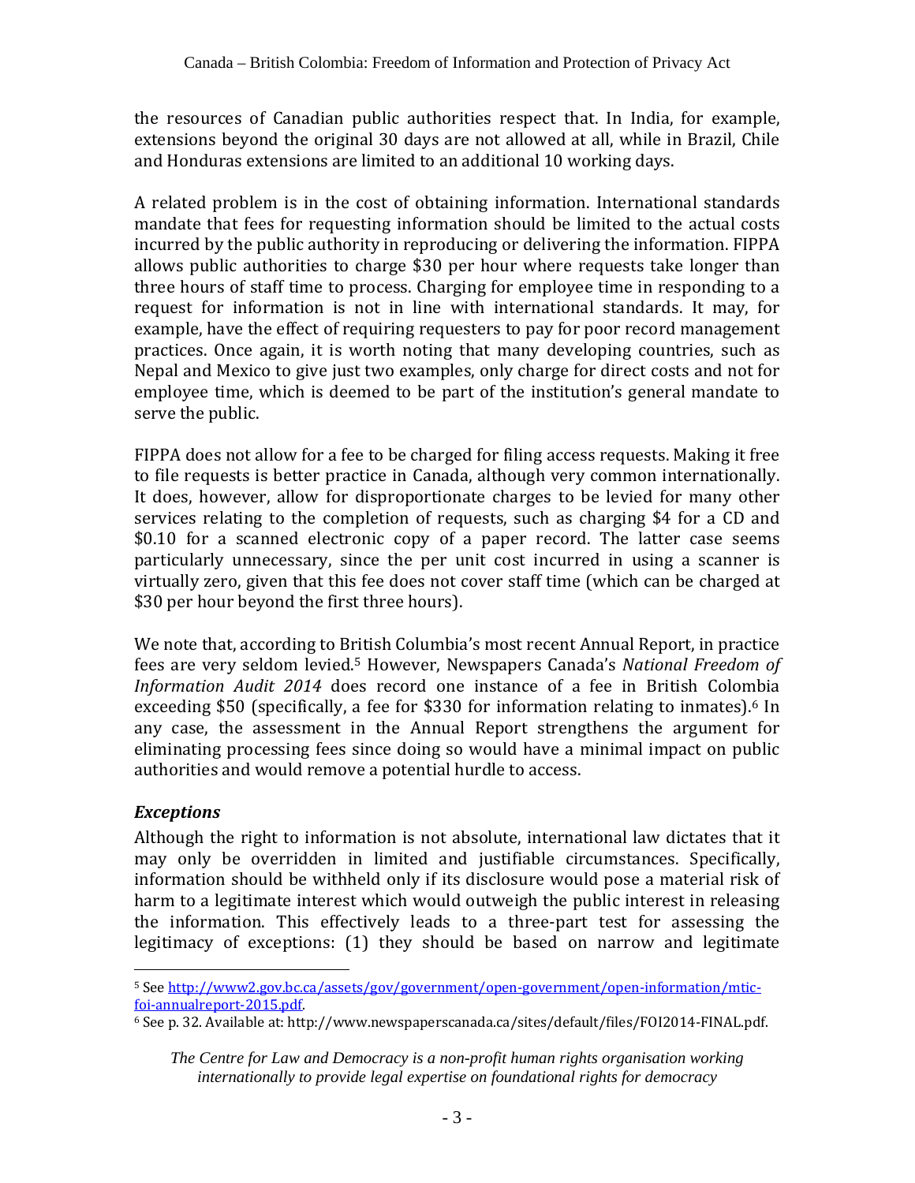the resources of Canadian public authorities respect that. In India, for example, extensions beyond the original 30 days are not allowed at all, while in Brazil, Chile and Honduras extensions are limited to an additional 10 working days.

A related problem is in the cost of obtaining information. International standards mandate that fees for requesting information should be limited to the actual costs incurred by the public authority in reproducing or delivering the information. FIPPA allows public authorities to charge $30 per hour where requests take longer than three hours of staff time to process. Charging for employee time in responding to a request for information is not in line with international standards. It may, for example, have the effect of requiring requesters to pay for poor record management practices. Once again, it is worth noting that many developing countries, such as Nepal and Mexico to give just two examples, only charge for direct costs and not for employee time, which is deemed to be part of the institution's general mandate to serve the public.

FIPPA does not allow for a fee to be charged for filing access requests. Making it free to file requests is better practice in Canada, although very common internationally. It does, however, allow for disproportionate charges to be levied for many other services relating to the completion of requests, such as charging $4 for a CD and $0.10 for a scanned electronic copy of a paper record. The latter case seems particularly unnecessary, since the per unit cost incurred in using a scanner is virtually zero, given that this fee does not cover staff time (which can be charged at $30 per hour beyond the first three hours).

We note that, according to British Columbia's most recent Annual Report, in practice fees are very seldom levied.[5] However, Newspapers Canada's *National Freedom of Information Audit 2014* does record one instance of a fee in British Colombia exceeding $50 (specifically, a fee for $330 for information relating to inmates).[6] In any case, the assessment in the Annual Report strengthens the argument for eliminating processing fees since doing so would have a minimal impact on public authorities and would remove a potential hurdle to access.

### *Exceptions*

Although the right to information is not absolute, international law dictates that it may only be overridden in limited and justifiable circumstances. Specifically, information should be withheld only if its disclosure would pose a material risk of harm to a legitimate interest which would outweigh the public interest in releasing the information. This effectively leads to a three-part test for assessing the legitimacy of exceptions: (1) they should be based on narrow and legitimate

---

[5] See http://www2.gov.bc.ca/assets/gov/government/open-government/open-information/mtic-foi-annualreport-2015.pdf.

[6] See p. 32. Available at: http://www.newspaperscanada.ca/sites/default/files/FOI2014-FINAL.pdf.

*The Centre for Law and Democracy is a non-profit human rights organisation working internationally to provide legal expertise on foundational rights for democracy*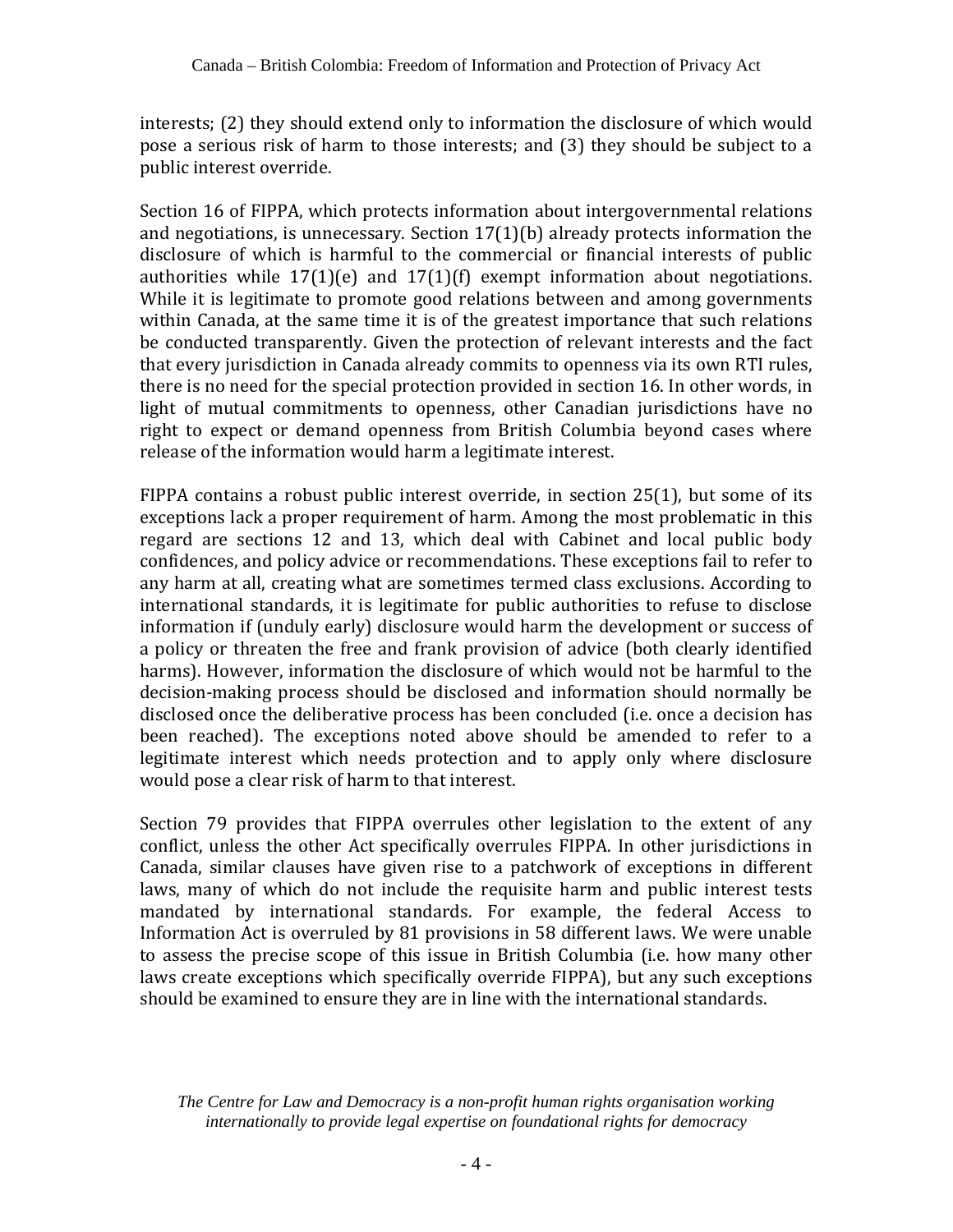interests; (2) they should extend only to information the disclosure of which would pose a serious risk of harm to those interests; and (3) they should be subject to a public interest override.

Section 16 of FIPPA, which protects information about intergovernmental relations and negotiations, is unnecessary. Section 17(1)(b) already protects information the disclosure of which is harmful to the commercial or financial interests of public authorities while 17(1)(e) and 17(1)(f) exempt information about negotiations. While it is legitimate to promote good relations between and among governments within Canada, at the same time it is of the greatest importance that such relations be conducted transparently. Given the protection of relevant interests and the fact that every jurisdiction in Canada already commits to openness via its own RTI rules, there is no need for the special protection provided in section 16. In other words, in light of mutual commitments to openness, other Canadian jurisdictions have no right to expect or demand openness from British Columbia beyond cases where release of the information would harm a legitimate interest.

FIPPA contains a robust public interest override, in section 25(1), but some of its exceptions lack a proper requirement of harm. Among the most problematic in this regard are sections 12 and 13, which deal with Cabinet and local public body confidences, and policy advice or recommendations. These exceptions fail to refer to any harm at all, creating what are sometimes termed class exclusions. According to international standards, it is legitimate for public authorities to refuse to disclose information if (unduly early) disclosure would harm the development or success of a policy or threaten the free and frank provision of advice (both clearly identified harms). However, information the disclosure of which would not be harmful to the decision-making process should be disclosed and information should normally be disclosed once the deliberative process has been concluded (i.e. once a decision has been reached). The exceptions noted above should be amended to refer to a legitimate interest which needs protection and to apply only where disclosure would pose a clear risk of harm to that interest.

Section 79 provides that FIPPA overrules other legislation to the extent of any conflict, unless the other Act specifically overrules FIPPA. In other jurisdictions in Canada, similar clauses have given rise to a patchwork of exceptions in different laws, many of which do not include the requisite harm and public interest tests mandated by international standards. For example, the federal Access to Information Act is overruled by 81 provisions in 58 different laws. We were unable to assess the precise scope of this issue in British Columbia (i.e. how many other laws create exceptions which specifically override FIPPA), but any such exceptions should be examined to ensure they are in line with the international standards.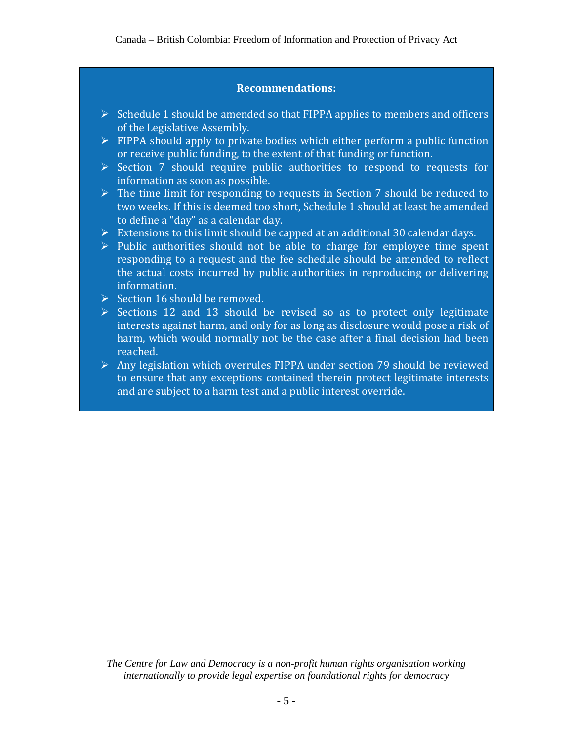**Recommendations:**

- Schedule 1 should be amended so that FIPPA applies to members and officers of the Legislative Assembly.
- FIPPA should apply to private bodies which either perform a public function or receive public funding, to the extent of that funding or function.
- Section 7 should require public authorities to respond to requests for information as soon as possible.
- The time limit for responding to requests in Section 7 should be reduced to two weeks. If this is deemed too short, Schedule 1 should at least be amended to define a "day" as a calendar day.
- Extensions to this limit should be capped at an additional 30 calendar days.
- Public authorities should not be able to charge for employee time spent responding to a request and the fee schedule should be amended to reflect the actual costs incurred by public authorities in reproducing or delivering information.
- Section 16 should be removed.
- Sections 12 and 13 should be revised so as to protect only legitimate interests against harm, and only for as long as disclosure would pose a risk of harm, which would normally not be the case after a final decision had been reached.
- Any legislation which overrules FIPPA under section 79 should be reviewed to ensure that any exceptions contained therein protect legitimate interests and are subject to a harm test and a public interest override.